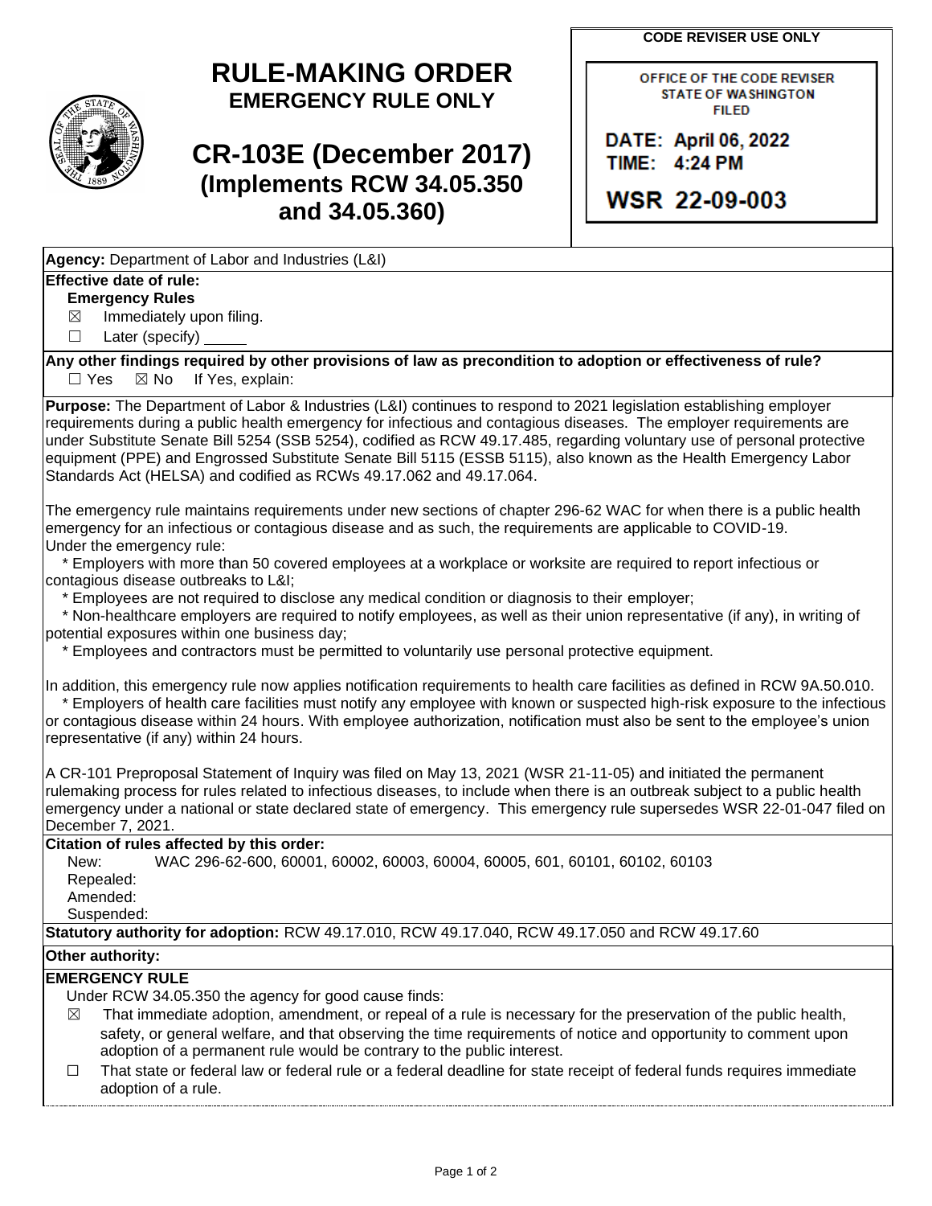# RULE-MAKING ORDER
## EMERGENCY RULE ONLY

# CR-103E (December 2017)
## (Implements RCW 34.05.350 and 34.05.360)

**CODE REVISER USE ONLY**

OFFICE OF THE CODE REVISER
STATE OF WASHINGTON
FILED

DATE: April 06, 2022
TIME: 4:24 PM

WSR 22-09-003

**Agency:** Department of Labor and Industries (L&I)

**Effective date of rule:**

**Emergency Rules**

☒ Immediately upon filing.

☐ Later (specify) _____

**Any other findings required by other provisions of law as precondition to adoption or effectiveness of rule?**

☐ Yes ☒ No If Yes, explain:

**Purpose:** The Department of Labor & Industries (L&I) continues to respond to 2021 legislation establishing employer requirements during a public health emergency for infectious and contagious diseases. The employer requirements are under Substitute Senate Bill 5254 (SSB 5254), codified as RCW 49.17.485, regarding voluntary use of personal protective equipment (PPE) and Engrossed Substitute Senate Bill 5115 (ESSB 5115), also known as the Health Emergency Labor Standards Act (HELSA) and codified as RCWs 49.17.062 and 49.17.064.

The emergency rule maintains requirements under new sections of chapter 296-62 WAC for when there is a public health emergency for an infectious or contagious disease and as such, the requirements are applicable to COVID-19.
Under the emergency rule:

* Employers with more than 50 covered employees at a workplace or worksite are required to report infectious or contagious disease outbreaks to L&I;
* Employees are not required to disclose any medical condition or diagnosis to their employer;
* Non-healthcare employers are required to notify employees, as well as their union representative (if any), in writing of potential exposures within one business day;
* Employees and contractors must be permitted to voluntarily use personal protective equipment.

In addition, this emergency rule now applies notification requirements to health care facilities as defined in RCW 9A.50.010.

* Employers of health care facilities must notify any employee with known or suspected high-risk exposure to the infectious or contagious disease within 24 hours. With employee authorization, notification must also be sent to the employee's union representative (if any) within 24 hours.

A CR-101 Preproposal Statement of Inquiry was filed on May 13, 2021 (WSR 21-11-05) and initiated the permanent rulemaking process for rules related to infectious diseases, to include when there is an outbreak subject to a public health emergency under a national or state declared state of emergency. This emergency rule supersedes WSR 22-01-047 filed on December 7, 2021.

**Citation of rules affected by this order:**

New: WAC 296-62-600, 60001, 60002, 60003, 60004, 60005, 601, 60101, 60102, 60103
Repealed:
Amended:
Suspended:

**Statutory authority for adoption:** RCW 49.17.010, RCW 49.17.040, RCW 49.17.050 and RCW 49.17.60

**Other authority:**

**EMERGENCY RULE**

Under RCW 34.05.350 the agency for good cause finds:

☒ That immediate adoption, amendment, or repeal of a rule is necessary for the preservation of the public health, safety, or general welfare, and that observing the time requirements of notice and opportunity to comment upon adoption of a permanent rule would be contrary to the public interest.

☐ That state or federal law or federal rule or a federal deadline for state receipt of federal funds requires immediate adoption of a rule.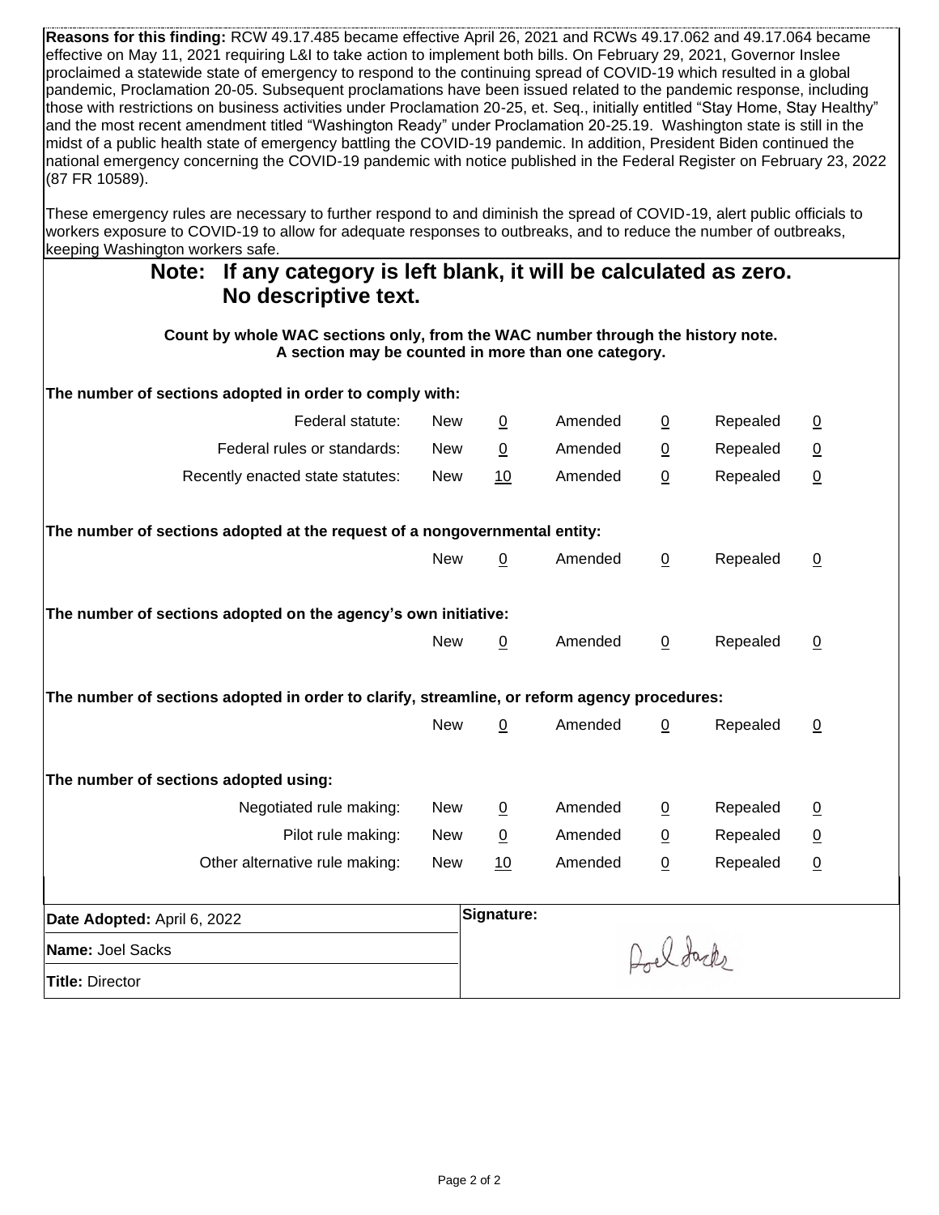**Reasons for this finding:** RCW 49.17.485 became effective April 26, 2021 and RCWs 49.17.062 and 49.17.064 became effective on May 11, 2021 requiring L&I to take action to implement both bills. On February 29, 2021, Governor Inslee proclaimed a statewide state of emergency to respond to the continuing spread of COVID-19 which resulted in a global pandemic, Proclamation 20-05. Subsequent proclamations have been issued related to the pandemic response, including those with restrictions on business activities under Proclamation 20-25, et. Seq., initially entitled "Stay Home, Stay Healthy" and the most recent amendment titled "Washington Ready" under Proclamation 20-25.19. Washington state is still in the midst of a public health state of emergency battling the COVID-19 pandemic. In addition, President Biden continued the national emergency concerning the COVID-19 pandemic with notice published in the Federal Register on February 23, 2022 (87 FR 10589).

These emergency rules are necessary to further respond to and diminish the spread of COVID-19, alert public officials to workers exposure to COVID-19 to allow for adequate responses to outbreaks, and to reduce the number of outbreaks, keeping Washington workers safe.

## Note: If any category is left blank, it will be calculated as zero. No descriptive text.

**Count by whole WAC sections only, from the WAC number through the history note. A section may be counted in more than one category.**

**The number of sections adopted in order to comply with:**

| | | | | | | |
|---|---|---|---|---|---|---|
| Federal statute: | New | 0 | Amended | 0 | Repealed | 0 |
| Federal rules or standards: | New | 0 | Amended | 0 | Repealed | 0 |
| Recently enacted state statutes: | New | 10 | Amended | 0 | Repealed | 0 |

**The number of sections adopted at the request of a nongovernmental entity:**

| | | | | | |
|---|---|---|---|---|---|
| New | 0 | Amended | 0 | Repealed | 0 |

**The number of sections adopted on the agency's own initiative:**

| | | | | | |
|---|---|---|---|---|---|
| New | 0 | Amended | 0 | Repealed | 0 |

**The number of sections adopted in order to clarify, streamline, or reform agency procedures:**

| | | | | | |
|---|---|---|---|---|---|
| New | 0 | Amended | 0 | Repealed | 0 |

**The number of sections adopted using:**

| | | | | | | |
|---|---|---|---|---|---|---|
| Negotiated rule making: | New | 0 | Amended | 0 | Repealed | 0 |
| Pilot rule making: | New | 0 | Amended | 0 | Repealed | 0 |
| Other alternative rule making: | New | 10 | Amended | 0 | Repealed | 0 |

| | |
|---|---|
| **Date Adopted:** April 6, 2022 | **Signature:** |
| **Name:** Joel Sacks | Joel Sacks |
| **Title:** Director | |